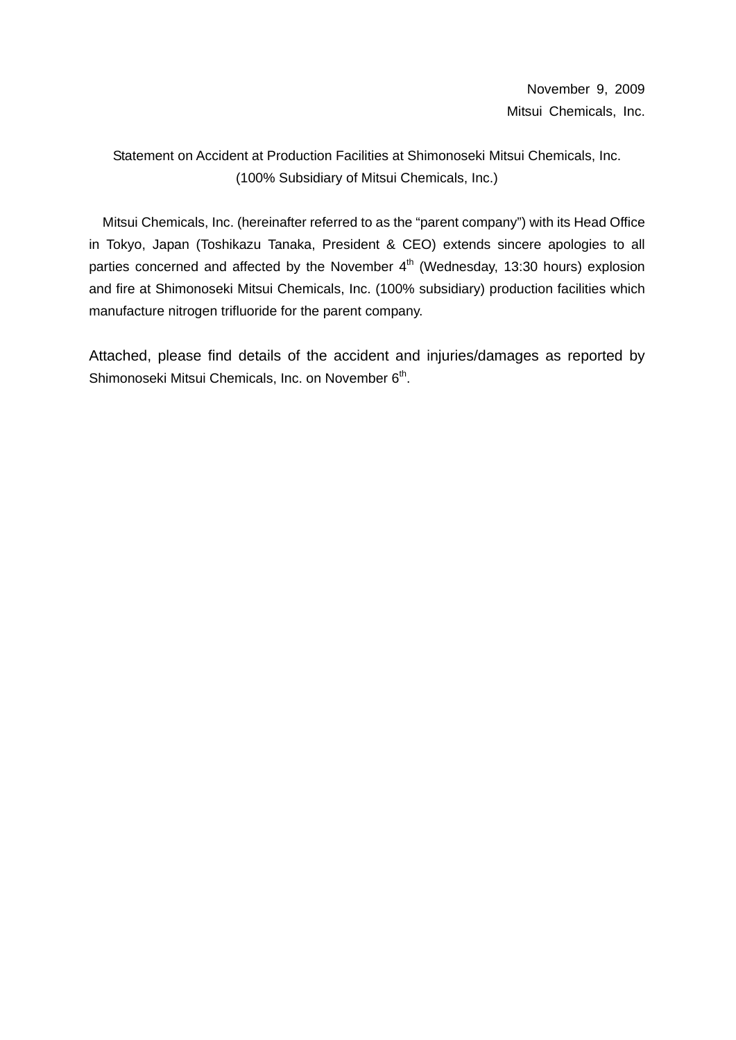November 9, 2009

Mitsui Chemicals, Inc.

# Statement on Accident at Production Facilities at Shimonoseki Mitsui Chemicals, Inc. (100% Subsidiary of Mitsui Chemicals, Inc.)

Mitsui Chemicals, Inc. (hereinafter referred to as the “parent company”) with its Head Office in Tokyo, Japan (Toshikazu Tanaka, President & CEO) extends sincere apologies to all parties concerned and affected by the November 4th (Wednesday, 13:30 hours) explosion and fire at Shimonoseki Mitsui Chemicals, Inc. (100% subsidiary) production facilities which manufacture nitrogen trifluoride for the parent company.

Attached, please find details of the accident and injuries/damages as reported by Shimonoseki Mitsui Chemicals, Inc. on November 6th.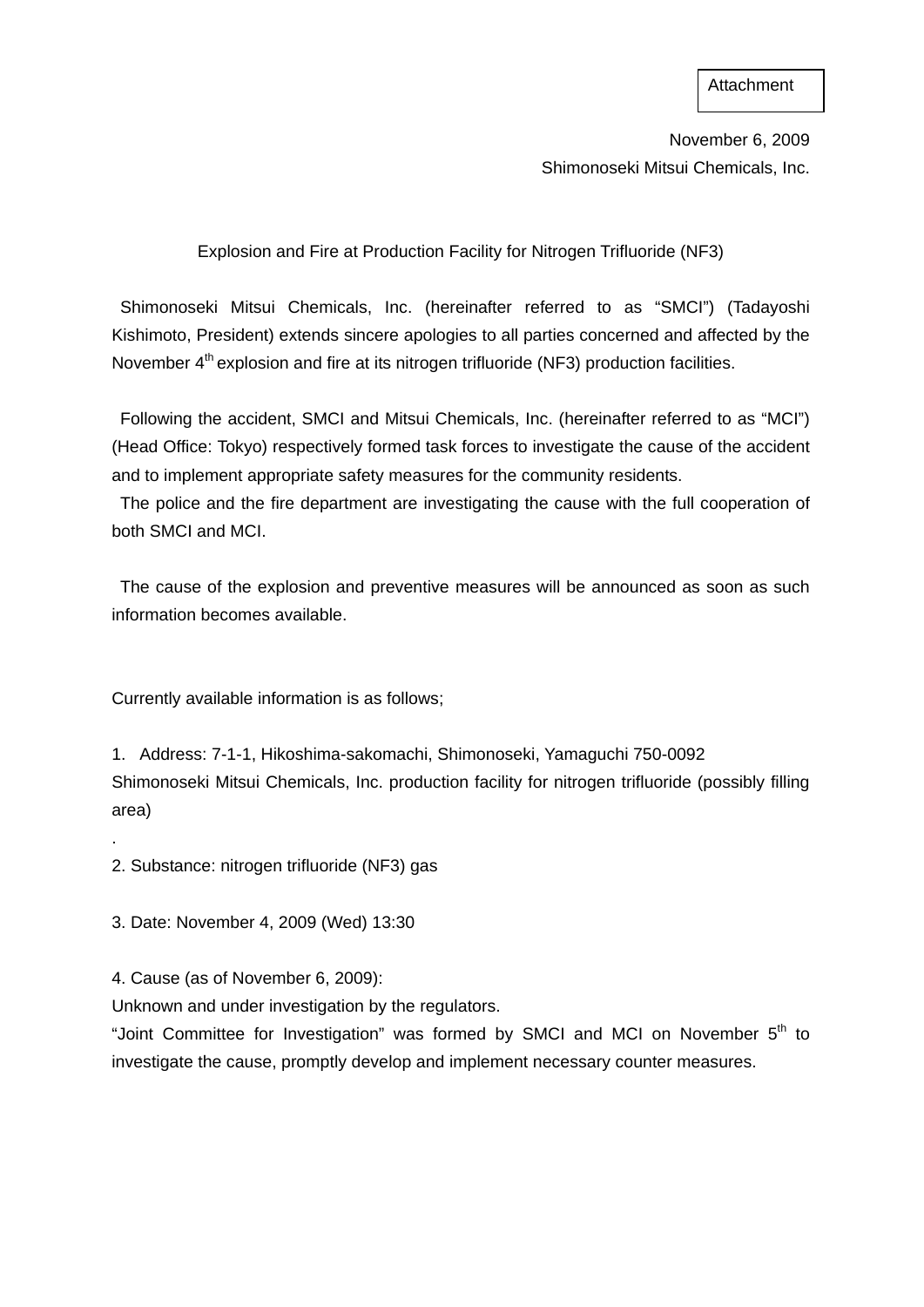Attachment

November 6, 2009
Shimonoseki Mitsui Chemicals, Inc.

## Explosion and Fire at Production Facility for Nitrogen Trifluoride (NF3)

Shimonoseki Mitsui Chemicals, Inc. (hereinafter referred to as “SMCI”) (Tadayoshi Kishimoto, President) extends sincere apologies to all parties concerned and affected by the November 4th explosion and fire at its nitrogen trifluoride (NF3) production facilities.

Following the accident, SMCI and Mitsui Chemicals, Inc. (hereinafter referred to as “MCI”) (Head Office: Tokyo) respectively formed task forces to investigate the cause of the accident and to implement appropriate safety measures for the community residents.

The police and the fire department are investigating the cause with the full cooperation of both SMCI and MCI.

The cause of the explosion and preventive measures will be announced as soon as such information becomes available.

Currently available information is as follows;

1. Address: 7-1-1, Hikoshima-sakomachi, Shimonoseki, Yamaguchi 750-0092
Shimonoseki Mitsui Chemicals, Inc. production facility for nitrogen trifluoride (possibly filling area)
.

2. Substance: nitrogen trifluoride (NF3) gas

3. Date: November 4, 2009 (Wed) 13:30

4. Cause (as of November 6, 2009):
Unknown and under investigation by the regulators.
“Joint Committee for Investigation” was formed by SMCI and MCI on November 5th to investigate the cause, promptly develop and implement necessary counter measures.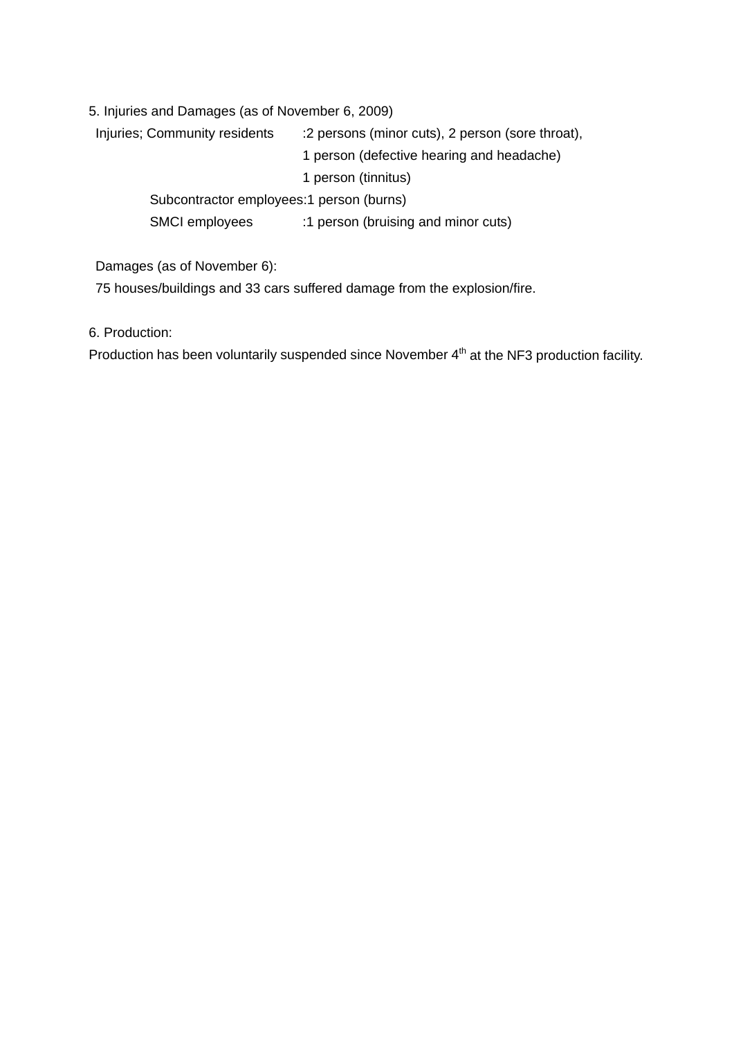5. Injuries and Damages (as of November 6, 2009)

Injuries; Community residents :2 persons (minor cuts), 2 person (sore throat),
1 person (defective hearing and headache)
1 person (tinnitus)

Subcontractor employees:1 person (burns)

SMCI employees :1 person (bruising and minor cuts)

Damages (as of November 6):

75 houses/buildings and 33 cars suffered damage from the explosion/fire.

6. Production:

Production has been voluntarily suspended since November 4th at the $NF_3$ production facility.